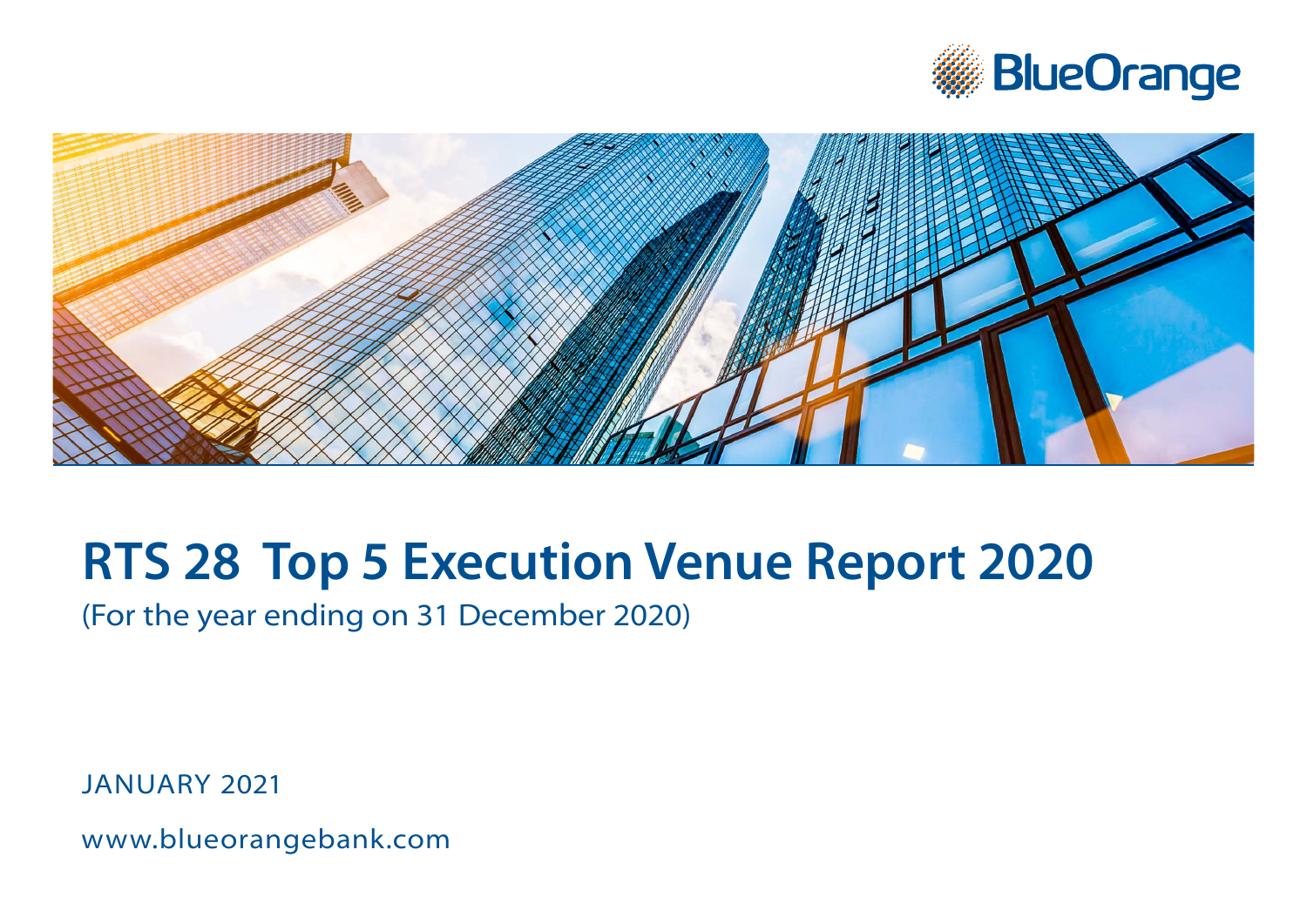BlueOrange

# RTS 28 Top 5 Execution Venue Report 2020

(For the year ending on 31 December 2020)

JANUARY 2021

www.blueorangebank.com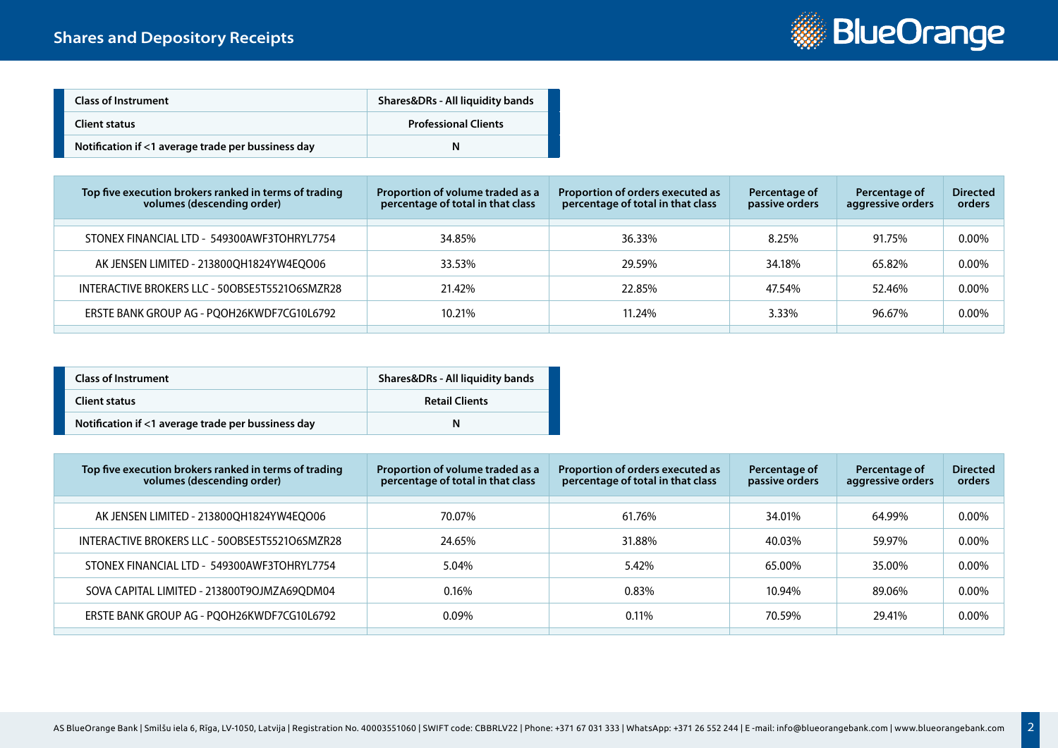## Shares and Depository Receipts

| Class of Instrument | Shares&DRs - All liquidity bands |
|---|---|
| Client status | Professional Clients |
| Notification if <1 average trade per bussiness day | N |

| Top five execution brokers ranked in terms of trading volumes (descending order) | Proportion of volume traded as a percentage of total in that class | Proportion of orders executed as percentage of total in that class | Percentage of passive orders | Percentage of aggressive orders | Directed orders |
|---|---|---|---|---|---|
| STONEX FINANCIAL LTD - 549300AWF3TOHRYL7754 | 34.85% | 36.33% | 8.25% | 91.75% | 0.00% |
| AK JENSEN LIMITED - 213800QH1824YW4EQO06 | 33.53% | 29.59% | 34.18% | 65.82% | 0.00% |
| INTERACTIVE BROKERS LLC - 50OBSE5T5521O6SMZR28 | 21.42% | 22.85% | 47.54% | 52.46% | 0.00% |
| ERSTE BANK GROUP AG - PQOH26KWDF7CG10L6792 | 10.21% | 11.24% | 3.33% | 96.67% | 0.00% |

| Class of Instrument | Shares&DRs - All liquidity bands |
|---|---|
| Client status | Retail Clients |
| Notification if <1 average trade per bussiness day | N |

| Top five execution brokers ranked in terms of trading volumes (descending order) | Proportion of volume traded as a percentage of total in that class | Proportion of orders executed as percentage of total in that class | Percentage of passive orders | Percentage of aggressive orders | Directed orders |
|---|---|---|---|---|---|
| AK JENSEN LIMITED - 213800QH1824YW4EQO06 | 70.07% | 61.76% | 34.01% | 64.99% | 0.00% |
| INTERACTIVE BROKERS LLC - 50OBSE5T5521O6SMZR28 | 24.65% | 31.88% | 40.03% | 59.97% | 0.00% |
| STONEX FINANCIAL LTD - 549300AWF3TOHRYL7754 | 5.04% | 5.42% | 65.00% | 35.00% | 0.00% |
| SOVA CAPITAL LIMITED - 213800T9OJMZA69QDM04 | 0.16% | 0.83% | 10.94% | 89.06% | 0.00% |
| ERSTE BANK GROUP AG - PQOH26KWDF7CG10L6792 | 0.09% | 0.11% | 70.59% | 29.41% | 0.00% |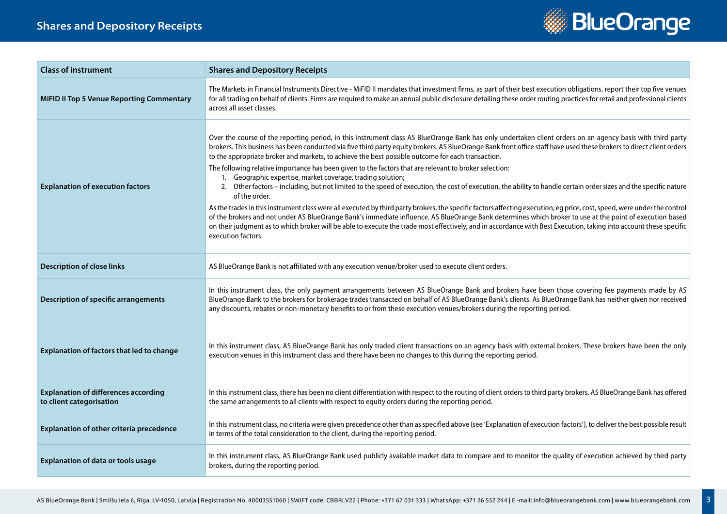# Shares and Depository Receipts

| Class of instrument | Shares and Depository Receipts |
|---|---|
| **MiFID II Top 5 Venue Reporting Commentary** | The Markets in Financial Instruments Directive - MiFID II mandates that investment firms, as part of their best execution obligations, report their top five venues for all trading on behalf of clients. Firms are required to make an annual public disclosure detailing these order routing practices for retail and professional clients across all asset classes. |
| **Explanation of execution factors** | Over the course of the reporting period, in this instrument class AS BlueOrange Bank has only undertaken client orders on an agency basis with third party brokers. This business has been conducted via five third party equity brokers. AS BlueOrange Bank front office staff have used these brokers to direct client orders to the appropriate broker and markets, to achieve the best possible outcome for each transaction.<br><br>The following relative importance has been given to the factors that are relevant to broker selection:<br>1. Geographic expertise, market coverage, trading solution;<br>2. Other factors – including, but not limited to the speed of execution, the cost of execution, the ability to handle certain order sizes and the specific nature of the order.<br><br>As the trades in this instrument class were all executed by third party brokers, the specific factors affecting execution, eg price, cost, speed, were under the control of the brokers and not under AS BlueOrange Bank's immediate influence. AS BlueOrange Bank determines which broker to use at the point of execution based on their judgment as to which broker will be able to execute the trade most effectively, and in accordance with Best Execution, taking into account these specific execution factors. |
| **Description of close links** | AS BlueOrange Bank is not affiliated with any execution venue/broker used to execute client orders. |
| **Description of specific arrangements** | In this instrument class, the only payment arrangements between AS BlueOrange Bank and brokers have been those covering fee payments made by AS BlueOrange Bank to the brokers for brokerage trades transacted on behalf of AS BlueOrange Bank's clients. As BlueOrange Bank has neither given nor received any discounts, rebates or non-monetary benefits to or from these execution venues/brokers during the reporting period. |
| **Explanation of factors that led to change** | In this instrument class, AS BlueOrange Bank has only traded client transactions on an agency basis with external brokers. These brokers have been the only execution venues in this instrument class and there have been no changes to this during the reporting period. |
| **Explanation of differences according to client categorisation** | In this instrument class, there has been no client differentiation with respect to the routing of client orders to third party brokers. AS BlueOrange Bank has offered the same arrangements to all clients with respect to equity orders during the reporting period. |
| **Explanation of other criteria precedence** | In this instrument class, no criteria were given precedence other than as specified above (see 'Explanation of execution factors'), to deliver the best possible result in terms of the total consideration to the client, during the reporting period. |
| **Explanation of data or tools usage** | In this instrument class, AS BlueOrange Bank used publicly available market data to compare and to monitor the quality of execution achieved by third party brokers, during the reporting period. |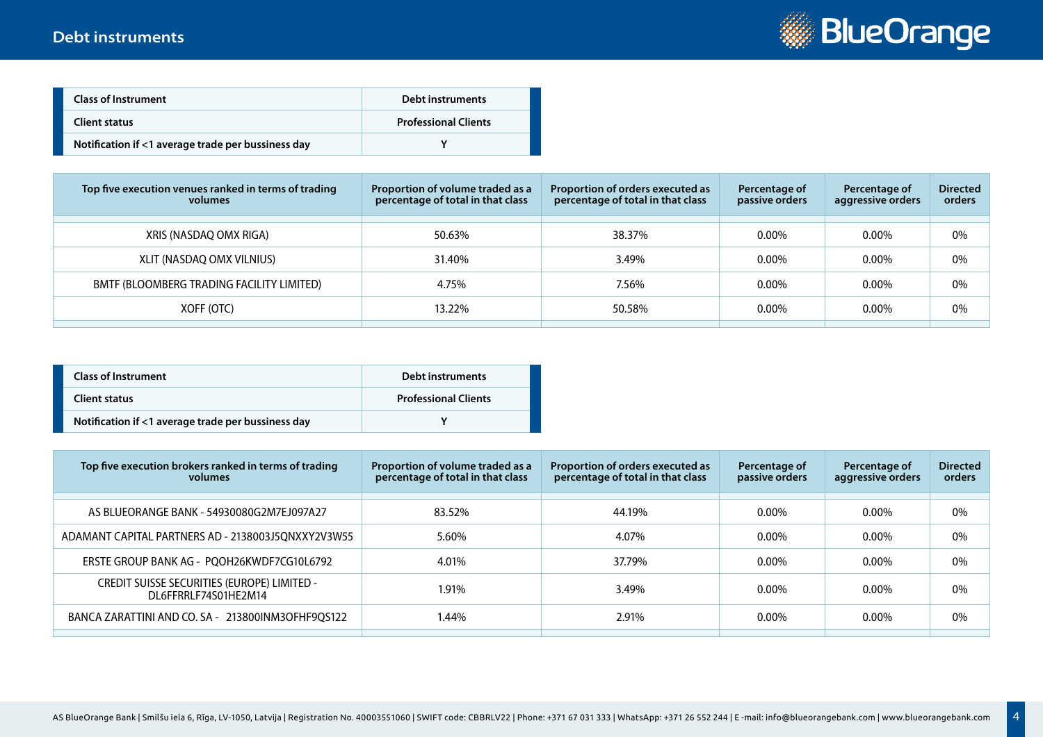## Debt instruments

| Class of Instrument | Debt instruments |
|---|---|
| Client status | Professional Clients |
| Notification if <1 average trade per bussiness day | Y |

| Top five execution venues ranked in terms of trading volumes | Proportion of volume traded as a percentage of total in that class | Proportion of orders executed as percentage of total in that class | Percentage of passive orders | Percentage of aggressive orders | Directed orders |
|---|---|---|---|---|---|
| XRIS (NASDAQ OMX RIGA) | 50.63% | 38.37% | 0.00% | 0.00% | 0% |
| XLIT (NASDAQ OMX VILNIUS) | 31.40% | 3.49% | 0.00% | 0.00% | 0% |
| BMTF (BLOOMBERG TRADING FACILITY LIMITED) | 4.75% | 7.56% | 0.00% | 0.00% | 0% |
| XOFF (OTC) | 13.22% | 50.58% | 0.00% | 0.00% | 0% |

| Class of Instrument | Debt instruments |
|---|---|
| Client status | Professional Clients |
| Notification if <1 average trade per bussiness day | Y |

| Top five execution brokers ranked in terms of trading volumes | Proportion of volume traded as a percentage of total in that class | Proportion of orders executed as percentage of total in that class | Percentage of passive orders | Percentage of aggressive orders | Directed orders |
|---|---|---|---|---|---|
| AS BLUEORANGE BANK - 54930080G2M7EJ097A27 | 83.52% | 44.19% | 0.00% | 0.00% | 0% |
| ADAMANT CAPITAL PARTNERS AD - 2138003J5QNXXY2V3W55 | 5.60% | 4.07% | 0.00% | 0.00% | 0% |
| ERSTE GROUP BANK AG - PQOH26KWDF7CG10L6792 | 4.01% | 37.79% | 0.00% | 0.00% | 0% |
| CREDIT SUISSE SECURITIES (EUROPE) LIMITED - DL6FFRRLF74S01HE2M14 | 1.91% | 3.49% | 0.00% | 0.00% | 0% |
| BANCA ZARATTINI AND CO. SA - 213800INM3OFHF9QS122 | 1.44% | 2.91% | 0.00% | 0.00% | 0% |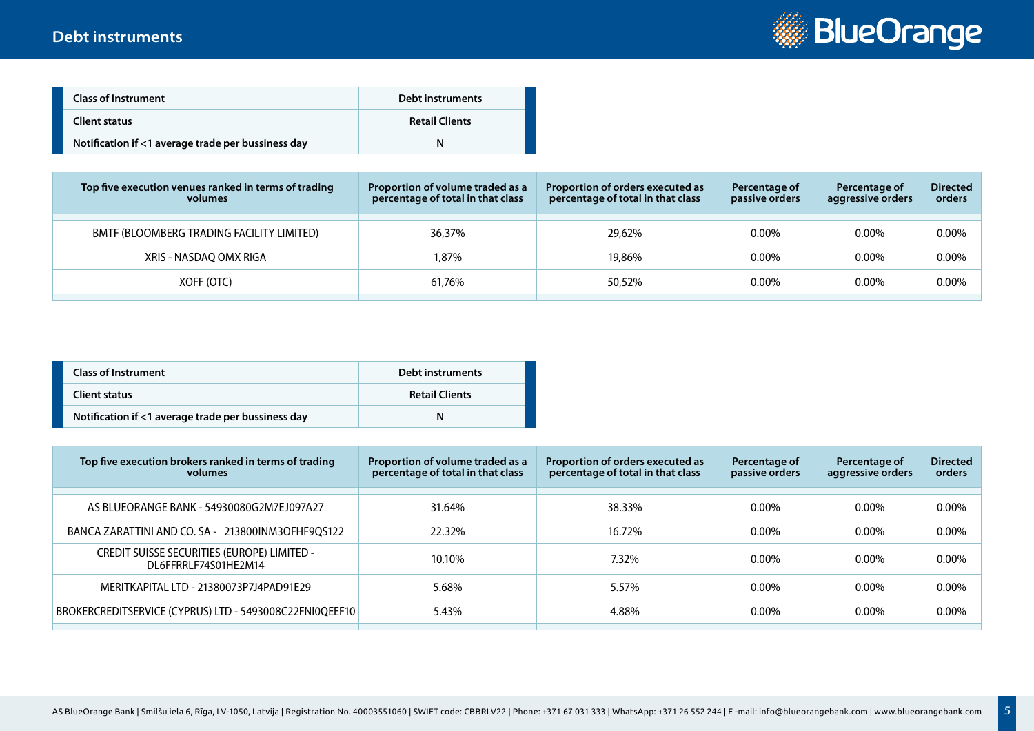## Debt instruments

| Class of Instrument | Debt instruments |
|---|---|
| Client status | Retail Clients |
| Notification if <1 average trade per bussiness day | N |

| Top five execution venues ranked in terms of trading volumes | Proportion of volume traded as a percentage of total in that class | Proportion of orders executed as percentage of total in that class | Percentage of passive orders | Percentage of aggressive orders | Directed orders |
|---|---|---|---|---|---|
| BMTF (BLOOMBERG TRADING FACILITY LIMITED) | 36,37% | 29,62% | 0.00% | 0.00% | 0.00% |
| XRIS - NASDAQ OMX RIGA | 1,87% | 19,86% | 0.00% | 0.00% | 0.00% |
| XOFF (OTC) | 61,76% | 50,52% | 0.00% | 0.00% | 0.00% |

| Class of Instrument | Debt instruments |
|---|---|
| Client status | Retail Clients |
| Notification if <1 average trade per bussiness day | N |

| Top five execution brokers ranked in terms of trading volumes | Proportion of volume traded as a percentage of total in that class | Proportion of orders executed as percentage of total in that class | Percentage of passive orders | Percentage of aggressive orders | Directed orders |
|---|---|---|---|---|---|
| AS BLUEORANGE BANK - 54930080G2M7EJ097A27 | 31.64% | 38.33% | 0.00% | 0.00% | 0.00% |
| BANCA ZARATTINI AND CO. SA - 213800INM3OFHF9QS122 | 22.32% | 16.72% | 0.00% | 0.00% | 0.00% |
| CREDIT SUISSE SECURITIES (EUROPE) LIMITED - DL6FFRRLF74S01HE2M14 | 10.10% | 7.32% | 0.00% | 0.00% | 0.00% |
| MERITKAPITAL LTD - 21380073P7J4PAD91E29 | 5.68% | 5.57% | 0.00% | 0.00% | 0.00% |
| BROKERCREDITSERVICE (CYPRUS) LTD - 5493008C22FNI0QEEF10 | 5.43% | 4.88% | 0.00% | 0.00% | 0.00% |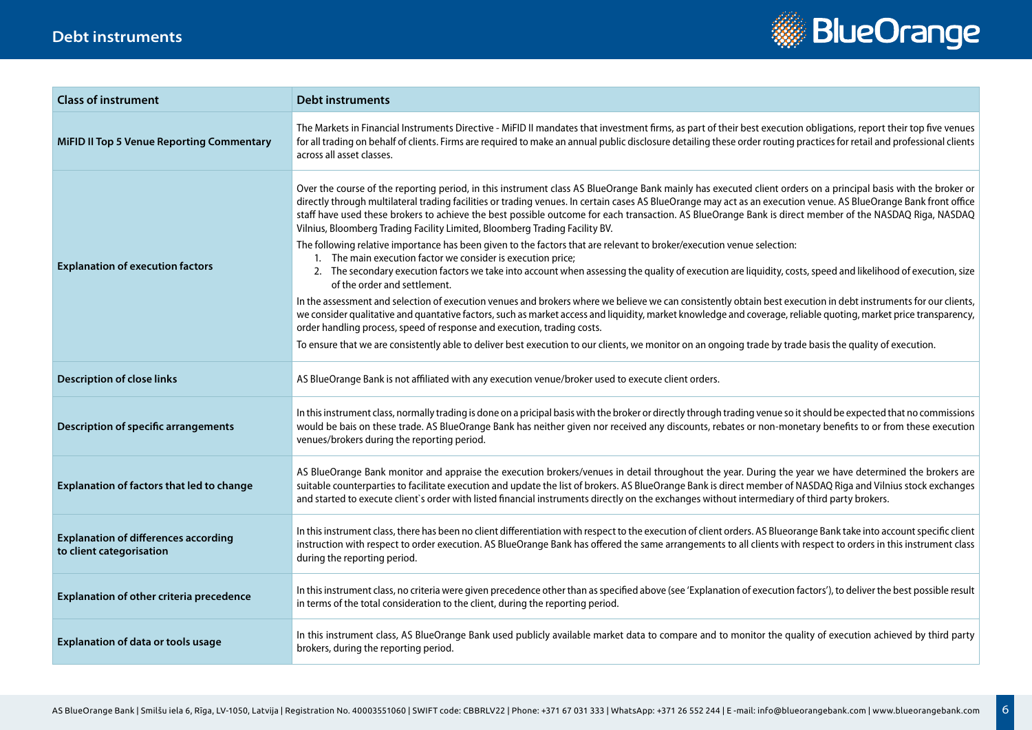# Debt instruments

| Class of instrument | Debt instruments |
|---|---|
| MiFID II Top 5 Venue Reporting Commentary | The Markets in Financial Instruments Directive - MiFID II mandates that investment firms, as part of their best execution obligations, report their top five venues for all trading on behalf of clients. Firms are required to make an annual public disclosure detailing these order routing practices for retail and professional clients across all asset classes. |
| Explanation of execution factors | Over the course of the reporting period, in this instrument class AS BlueOrange Bank mainly has executed client orders on a principal basis with the broker or directly through multilateral trading facilities or trading venues. In certain cases AS BlueOrange may act as an execution venue. AS BlueOrange Bank front office staff have used these brokers to achieve the best possible outcome for each transaction. AS BlueOrange Bank is direct member of the NASDAQ Riga, NASDAQ Vilnius, Bloomberg Trading Facility Limited, Bloomberg Trading Facility BV.<br><br>The following relative importance has been given to the factors that are relevant to broker/execution venue selection:<br>1. The main execution factor we consider is execution price;<br>2. The secondary execution factors we take into account when assessing the quality of execution are liquidity, costs, speed and likelihood of execution, size of the order and settlement.<br><br>In the assessment and selection of execution venues and brokers where we believe we can consistently obtain best execution in debt instruments for our clients, we consider qualitative and quantative factors, such as market access and liquidity, market knowledge and coverage, reliable quoting, market price transparency, order handling process, speed of response and execution, trading costs.<br><br>To ensure that we are consistently able to deliver best execution to our clients, we monitor on an ongoing trade by trade basis the quality of execution. |
| Description of close links | AS BlueOrange Bank is not affiliated with any execution venue/broker used to execute client orders. |
| Description of specific arrangements | In this instrument class, normally trading is done on a pricipal basis with the broker or directly through trading venue so it should be expected that no commissions would be bais on these trade. AS BlueOrange Bank has neither given nor received any discounts, rebates or non-monetary benefits to or from these execution venues/brokers during the reporting period. |
| Explanation of factors that led to change | AS BlueOrange Bank monitor and appraise the execution brokers/venues in detail throughout the year. During the year we have determined the brokers are suitable counterparties to facilitate execution and update the list of brokers. AS BlueOrange Bank is direct member of NASDAQ Riga and Vilnius stock exchanges and started to execute client`s order with listed financial instruments directly on the exchanges without intermediary of third party brokers. |
| Explanation of differences according to client categorisation | In this instrument class, there has been no client differentiation with respect to the execution of client orders. AS Blueorange Bank take into account specific client instruction with respect to order execution. AS BlueOrange Bank has offered the same arrangements to all clients with respect to orders in this instrument class during the reporting period. |
| Explanation of other criteria precedence | In this instrument class, no criteria were given precedence other than as specified above (see 'Explanation of execution factors'), to deliver the best possible result in terms of the total consideration to the client, during the reporting period. |
| Explanation of data or tools usage | In this instrument class, AS BlueOrange Bank used publicly available market data to compare and to monitor the quality of execution achieved by third party brokers, during the reporting period. |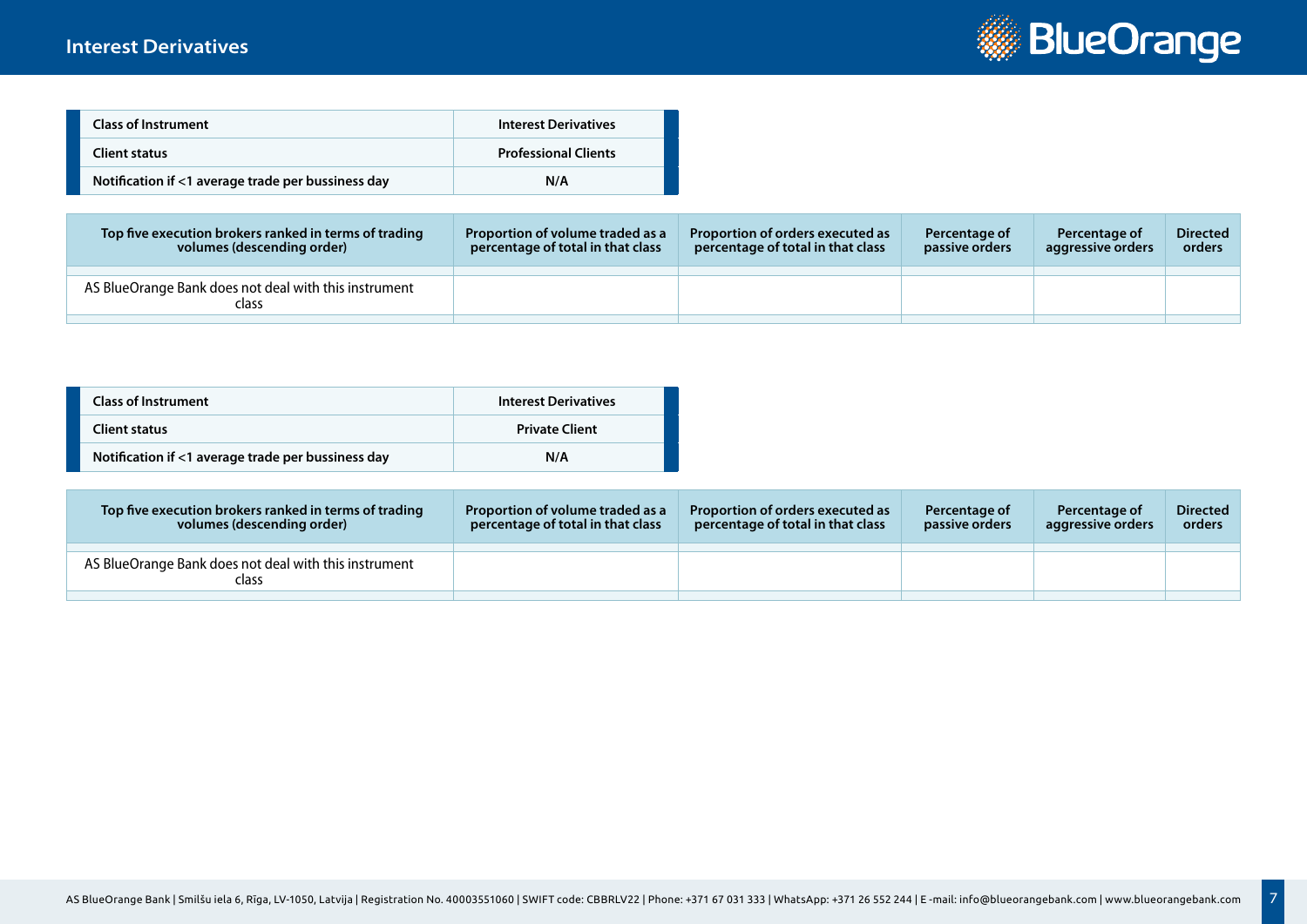## Interest Derivatives

| Class of Instrument | Interest Derivatives |
|---|---|
| Client status | Professional Clients |
| Notification if <1 average trade per bussiness day | N/A |

| Top five execution brokers ranked in terms of trading volumes (descending order) | Proportion of volume traded as a percentage of total in that class | Proportion of orders executed as percentage of total in that class | Percentage of passive orders | Percentage of aggressive orders | Directed orders |
|---|---|---|---|---|---|
| | | | | | |
| AS BlueOrange Bank does not deal with this instrument class | | | | | |
| | | | | | |

| Class of Instrument | Interest Derivatives |
|---|---|
| Client status | Private Client |
| Notification if <1 average trade per bussiness day | N/A |

| Top five execution brokers ranked in terms of trading volumes (descending order) | Proportion of volume traded as a percentage of total in that class | Proportion of orders executed as percentage of total in that class | Percentage of passive orders | Percentage of aggressive orders | Directed orders |
|---|---|---|---|---|---|
| | | | | | |
| AS BlueOrange Bank does not deal with this instrument class | | | | | |
| | | | | | |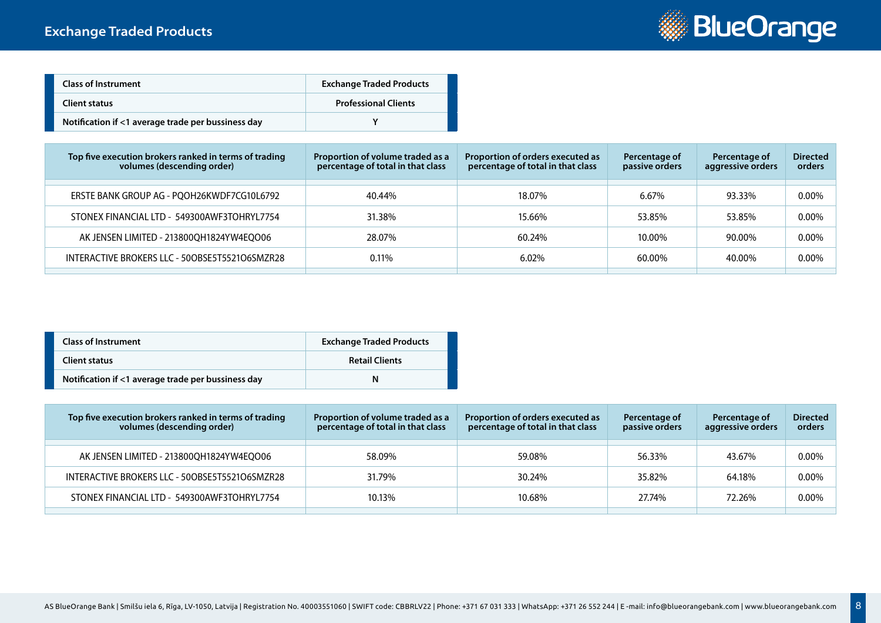## Exchange Traded Products

| Class of Instrument | Exchange Traded Products |
|---|---|
| Client status | Professional Clients |
| Notification if <1 average trade per bussiness day | Y |

| Top five execution brokers ranked in terms of trading volumes (descending order) | Proportion of volume traded as a percentage of total in that class | Proportion of orders executed as percentage of total in that class | Percentage of passive orders | Percentage of aggressive orders | Directed orders |
|---|---|---|---|---|---|
| ERSTE BANK GROUP AG - PQOH26KWDF7CG10L6792 | 40.44% | 18.07% | 6.67% | 93.33% | 0.00% |
| STONEX FINANCIAL LTD - 549300AWF3TOHRYL7754 | 31.38% | 15.66% | 53.85% | 53.85% | 0.00% |
| AK JENSEN LIMITED - 213800QH1824YW4EQO06 | 28.07% | 60.24% | 10.00% | 90.00% | 0.00% |
| INTERACTIVE BROKERS LLC - 50OBSE5T5521O6SMZR28 | 0.11% | 6.02% | 60.00% | 40.00% | 0.00% |

| Class of Instrument | Exchange Traded Products |
|---|---|
| Client status | Retail Clients |
| Notification if <1 average trade per bussiness day | N |

| Top five execution brokers ranked in terms of trading volumes (descending order) | Proportion of volume traded as a percentage of total in that class | Proportion of orders executed as percentage of total in that class | Percentage of passive orders | Percentage of aggressive orders | Directed orders |
|---|---|---|---|---|---|
| AK JENSEN LIMITED - 213800QH1824YW4EQO06 | 58.09% | 59.08% | 56.33% | 43.67% | 0.00% |
| INTERACTIVE BROKERS LLC - 50OBSE5T5521O6SMZR28 | 31.79% | 30.24% | 35.82% | 64.18% | 0.00% |
| STONEX FINANCIAL LTD - 549300AWF3TOHRYL7754 | 10.13% | 10.68% | 27.74% | 72.26% | 0.00% |

AS BlueOrange Bank | Smilšu iela 6, Rīga, LV-1050, Latvija | Registration No. 40003551060 | SWIFT code: CBBRLV22 | Phone: +371 67 031 333 | WhatsApp: +371 26 552 244 | E -mail: info@blueorangebank.com | www.blueorangebank.com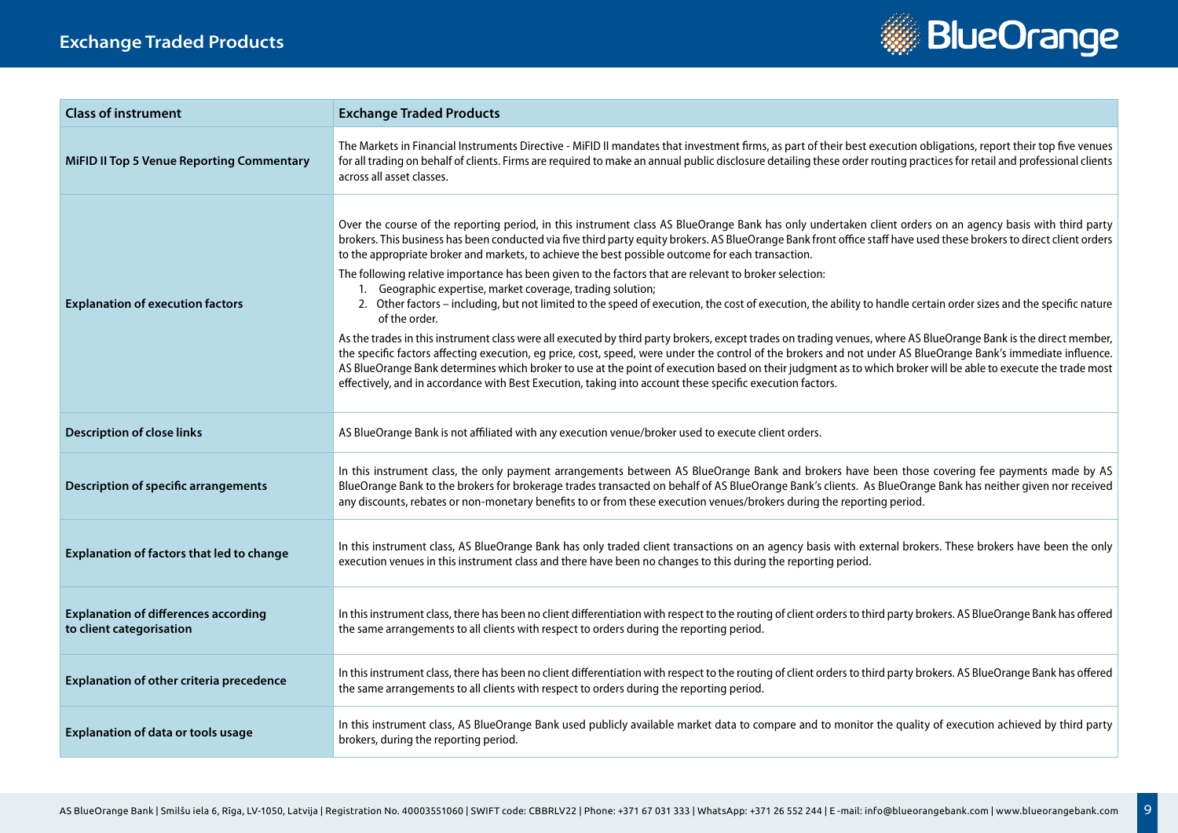## Exchange Traded Products

| Class of instrument | Exchange Traded Products |
| --- | --- |
| **MiFID II Top 5 Venue Reporting Commentary** | The Markets in Financial Instruments Directive - MiFID II mandates that investment firms, as part of their best execution obligations, report their top five venues for all trading on behalf of clients. Firms are required to make an annual public disclosure detailing these order routing practices for retail and professional clients across all asset classes. |
| **Explanation of execution factors** | Over the course of the reporting period, in this instrument class AS BlueOrange Bank has only undertaken client orders on an agency basis with third party brokers. This business has been conducted via five third party equity brokers. AS BlueOrange Bank front office staff have used these brokers to direct client orders to the appropriate broker and markets, to achieve the best possible outcome for each transaction.<br><br>The following relative importance has been given to the factors that are relevant to broker selection:<br>1. Geographic expertise, market coverage, trading solution;<br>2. Other factors – including, but not limited to the speed of execution, the cost of execution, the ability to handle certain order sizes and the specific nature of the order.<br><br>As the trades in this instrument class were all executed by third party brokers, except trades on trading venues, where AS BlueOrange Bank is the direct member, the specific factors affecting execution, eg price, cost, speed, were under the control of the brokers and not under AS BlueOrange Bank's immediate influence. AS BlueOrange Bank determines which broker to use at the point of execution based on their judgment as to which broker will be able to execute the trade most effectively, and in accordance with Best Execution, taking into account these specific execution factors. |
| **Description of close links** | AS BlueOrange Bank is not affiliated with any execution venue/broker used to execute client orders. |
| **Description of specific arrangements** | In this instrument class, the only payment arrangements between AS BlueOrange Bank and brokers have been those covering fee payments made by AS BlueOrange Bank to the brokers for brokerage trades transacted on behalf of AS BlueOrange Bank's clients. As BlueOrange Bank has neither given nor received any discounts, rebates or non-monetary benefits to or from these execution venues/brokers during the reporting period. |
| **Explanation of factors that led to change** | In this instrument class, AS BlueOrange Bank has only traded client transactions on an agency basis with external brokers. These brokers have been the only execution venues in this instrument class and there have been no changes to this during the reporting period. |
| **Explanation of differences according to client categorisation** | In this instrument class, there has been no client differentiation with respect to the routing of client orders to third party brokers. AS BlueOrange Bank has offered the same arrangements to all clients with respect to orders during the reporting period. |
| **Explanation of other criteria precedence** | In this instrument class, there has been no client differentiation with respect to the routing of client orders to third party brokers. AS BlueOrange Bank has offered the same arrangements to all clients with respect to orders during the reporting period. |
| **Explanation of data or tools usage** | In this instrument class, AS BlueOrange Bank used publicly available market data to compare and to monitor the quality of execution achieved by third party brokers, during the reporting period. |

AS BlueOrange Bank | Smilšu iela 6, Rīga, LV-1050, Latvija | Registration No. 40003551060 | SWIFT code: CBBRLV22 | Phone: +371 67 031 333 | WhatsApp: +371 26 552 244 | E -mail: info@blueorangebank.com | www.blueorangebank.com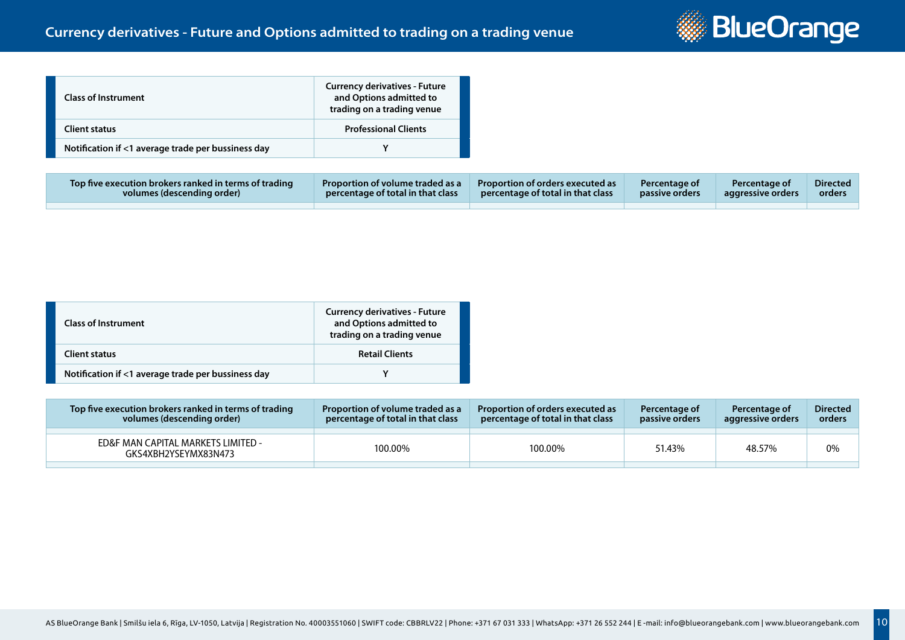# Currency derivatives - Future and Options admitted to trading on a trading venue

| Class of Instrument | Currency derivatives - Future and Options admitted to trading on a trading venue |
| --- | --- |
| Client status | Professional Clients |
| Notification if <1 average trade per bussiness day | Y |

| Top five execution brokers ranked in terms of trading volumes (descending order) | Proportion of volume traded as a percentage of total in that class | Proportion of orders executed as percentage of total in that class | Percentage of passive orders | Percentage of aggressive orders | Directed orders |
| --- | --- | --- | --- | --- | --- |
| | | | | | |

| Class of Instrument | Currency derivatives - Future and Options admitted to trading on a trading venue |
| --- | --- |
| Client status | Retail Clients |
| Notification if <1 average trade per bussiness day | Y |

| Top five execution brokers ranked in terms of trading volumes (descending order) | Proportion of volume traded as a percentage of total in that class | Proportion of orders executed as percentage of total in that class | Percentage of passive orders | Percentage of aggressive orders | Directed orders |
| --- | --- | --- | --- | --- | --- |
| ED&F MAN CAPITAL MARKETS LIMITED - GKS4XBH2YSEYMX83N473 | 100.00% | 100.00% | 51.43% | 48.57% | 0% |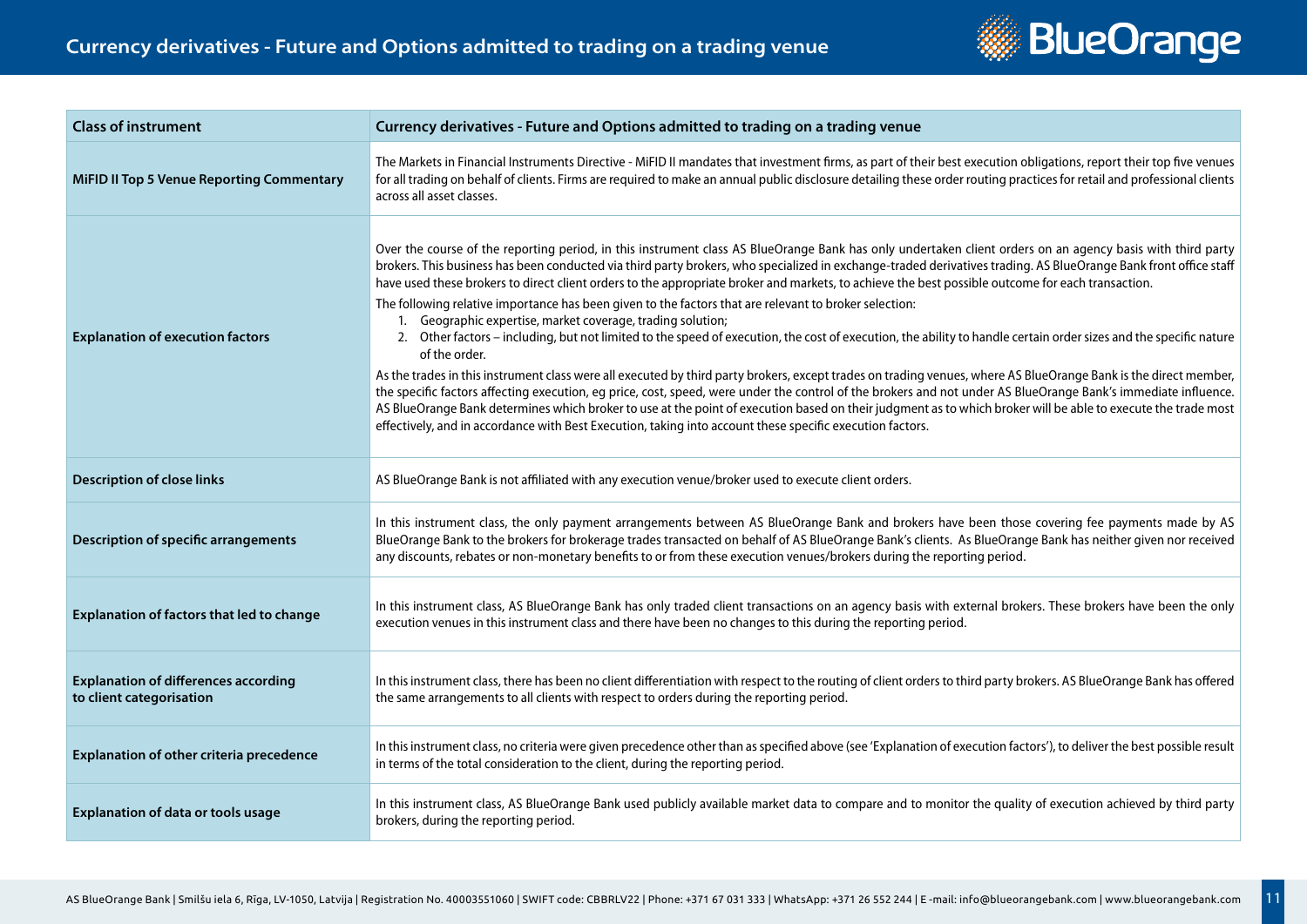# Currency derivatives - Future and Options admitted to trading on a trading venue

| Class of instrument | Currency derivatives - Future and Options admitted to trading on a trading venue |
| --- | --- |
| **MiFID II Top 5 Venue Reporting Commentary** | The Markets in Financial Instruments Directive - MiFID II mandates that investment firms, as part of their best execution obligations, report their top five venues for all trading on behalf of clients. Firms are required to make an annual public disclosure detailing these order routing practices for retail and professional clients across all asset classes. |
| **Explanation of execution factors** | Over the course of the reporting period, in this instrument class AS BlueOrange Bank has only undertaken client orders on an agency basis with third party brokers. This business has been conducted via third party brokers, who specialized in exchange-traded derivatives trading. AS BlueOrange Bank front office staff have used these brokers to direct client orders to the appropriate broker and markets, to achieve the best possible outcome for each transaction.<br>The following relative importance has been given to the factors that are relevant to broker selection:<br>1. Geographic expertise, market coverage, trading solution;<br>2. Other factors – including, but not limited to the speed of execution, the cost of execution, the ability to handle certain order sizes and the specific nature of the order.<br>As the trades in this instrument class were all executed by third party brokers, except trades on trading venues, where AS BlueOrange Bank is the direct member, the specific factors affecting execution, eg price, cost, speed, were under the control of the brokers and not under AS BlueOrange Bank's immediate influence. AS BlueOrange Bank determines which broker to use at the point of execution based on their judgment as to which broker will be able to execute the trade most effectively, and in accordance with Best Execution, taking into account these specific execution factors. |
| **Description of close links** | AS BlueOrange Bank is not affiliated with any execution venue/broker used to execute client orders. |
| **Description of specific arrangements** | In this instrument class, the only payment arrangements between AS BlueOrange Bank and brokers have been those covering fee payments made by AS BlueOrange Bank to the brokers for brokerage trades transacted on behalf of AS BlueOrange Bank's clients. As BlueOrange Bank has neither given nor received any discounts, rebates or non-monetary benefits to or from these execution venues/brokers during the reporting period. |
| **Explanation of factors that led to change** | In this instrument class, AS BlueOrange Bank has only traded client transactions on an agency basis with external brokers. These brokers have been the only execution venues in this instrument class and there have been no changes to this during the reporting period. |
| **Explanation of differences according to client categorisation** | In this instrument class, there has been no client differentiation with respect to the routing of client orders to third party brokers. AS BlueOrange Bank has offered the same arrangements to all clients with respect to orders during the reporting period. |
| **Explanation of other criteria precedence** | In this instrument class, no criteria were given precedence other than as specified above (see 'Explanation of execution factors'), to deliver the best possible result in terms of the total consideration to the client, during the reporting period. |
| **Explanation of data or tools usage** | In this instrument class, AS BlueOrange Bank used publicly available market data to compare and to monitor the quality of execution achieved by third party brokers, during the reporting period. |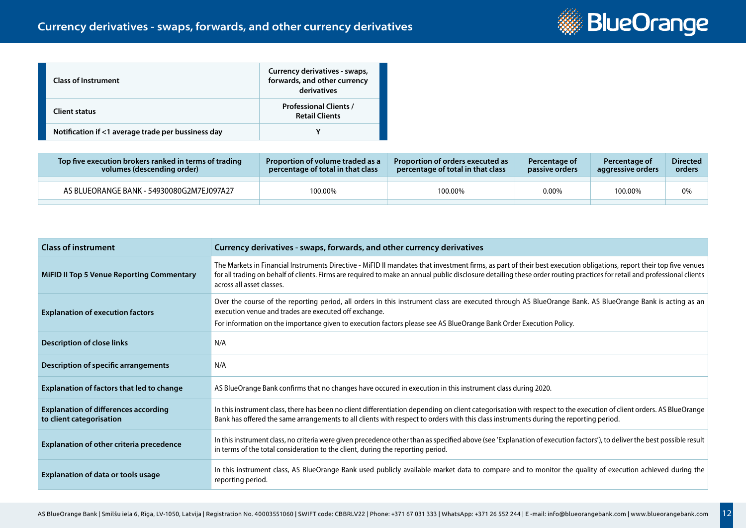## Currency derivatives - swaps, forwards, and other currency derivatives

| Class of Instrument | Currency derivatives - swaps, forwards, and other currency derivatives |
|---|---|
| Client status | Professional Clients / Retail Clients |
| Notification if <1 average trade per bussiness day | Y |

| Top five execution brokers ranked in terms of trading volumes (descending order) | Proportion of volume traded as a percentage of total in that class | Proportion of orders executed as percentage of total in that class | Percentage of passive orders | Percentage of aggressive orders | Directed orders |
|---|---|---|---|---|---|
| AS BLUEORANGE BANK - 54930080G2M7EJ097A27 | 100.00% | 100.00% | 0.00% | 100.00% | 0% |

| Class of instrument | Currency derivatives - swaps, forwards, and other currency derivatives |
|---|---|
| MiFID II Top 5 Venue Reporting Commentary | The Markets in Financial Instruments Directive - MiFID II mandates that investment firms, as part of their best execution obligations, report their top five venues for all trading on behalf of clients. Firms are required to make an annual public disclosure detailing these order routing practices for retail and professional clients across all asset classes. |
| Explanation of execution factors | Over the course of the reporting period, all orders in this instrument class are executed through AS BlueOrange Bank. AS BlueOrange Bank is acting as an execution venue and trades are executed off exchange.<br>For information on the importance given to execution factors please see AS BlueOrange Bank Order Execution Policy. |
| Description of close links | N/A |
| Description of specific arrangements | N/A |
| Explanation of factors that led to change | AS BlueOrange Bank confirms that no changes have occured in execution in this instrument class during 2020. |
| Explanation of differences according to client categorisation | In this instrument class, there has been no client differentiation depending on client categorisation with respect to the execution of client orders. AS BlueOrange Bank has offered the same arrangements to all clients with respect to orders with this class instruments during the reporting period. |
| Explanation of other criteria precedence | In this instrument class, no criteria were given precedence other than as specified above (see 'Explanation of execution factors'), to deliver the best possible result in terms of the total consideration to the client, during the reporting period. |
| Explanation of data or tools usage | In this instrument class, AS BlueOrange Bank used publicly available market data to compare and to monitor the quality of execution achieved during the reporting period. |

AS BlueOrange Bank | Smilšu iela 6, Rīga, LV-1050, Latvija | Registration No. 40003551060 | SWIFT code: CBBRLV22 | Phone: +371 67 031 333 | WhatsApp: +371 26 552 244 | E -mail: info@blueorangebank.com | www.blueorangebank.com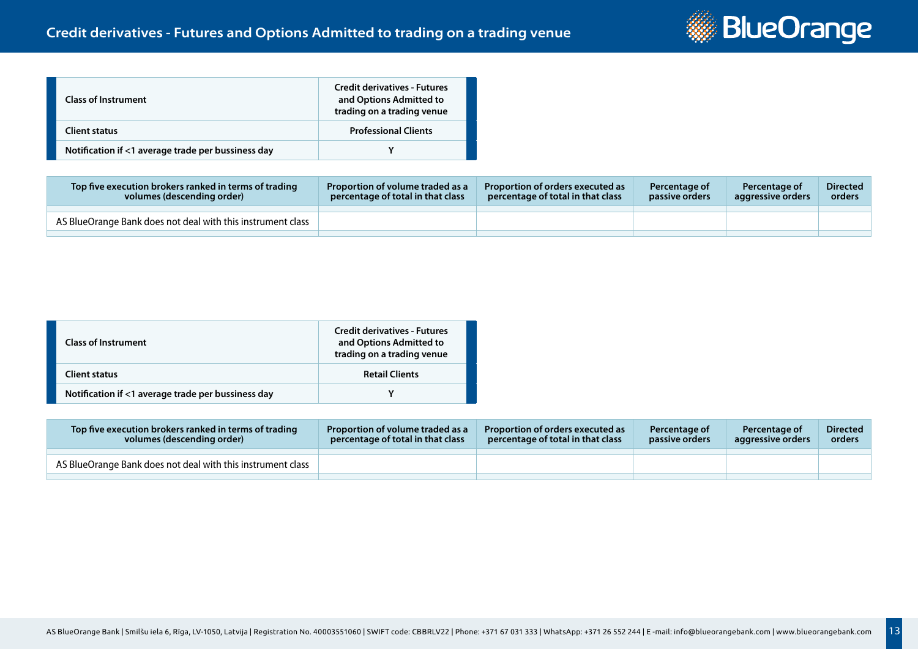# Credit derivatives - Futures and Options Admitted to trading on a trading venue

| Class of Instrument | Credit derivatives - Futures and Options Admitted to trading on a trading venue |
|---|---|
| Client status | Professional Clients |
| Notification if <1 average trade per bussiness day | Y |

| Top five execution brokers ranked in terms of trading volumes (descending order) | Proportion of volume traded as a percentage of total in that class | Proportion of orders executed as percentage of total in that class | Percentage of passive orders | Percentage of aggressive orders | Directed orders |
|---|---|---|---|---|---|
| AS BlueOrange Bank does not deal with this instrument class | | | | | |

| Class of Instrument | Credit derivatives - Futures and Options Admitted to trading on a trading venue |
|---|---|
| Client status | Retail Clients |
| Notification if <1 average trade per bussiness day | Y |

| Top five execution brokers ranked in terms of trading volumes (descending order) | Proportion of volume traded as a percentage of total in that class | Proportion of orders executed as percentage of total in that class | Percentage of passive orders | Percentage of aggressive orders | Directed orders |
|---|---|---|---|---|---|
| AS BlueOrange Bank does not deal with this instrument class | | | | | |

AS BlueOrange Bank | Smilšu iela 6, Rīga, LV-1050, Latvija | Registration No. 40003551060 | SWIFT code: CBBRLV22 | Phone: +371 67 031 333 | WhatsApp: +371 26 552 244 | E-mail: info@blueorangebank.com | www.blueorangebank.com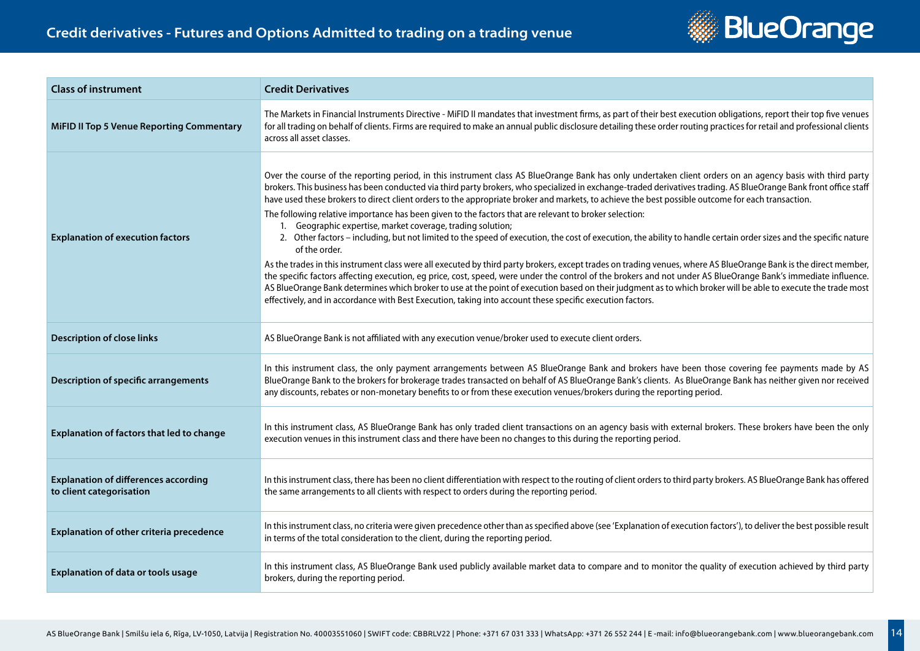# Credit derivatives - Futures and Options Admitted to trading on a trading venue

| Class of instrument | Credit Derivatives |
|---|---|
| MiFID II Top 5 Venue Reporting Commentary | The Markets in Financial Instruments Directive - MiFID II mandates that investment firms, as part of their best execution obligations, report their top five venues for all trading on behalf of clients. Firms are required to make an annual public disclosure detailing these order routing practices for retail and professional clients across all asset classes. |
| Explanation of execution factors | Over the course of the reporting period, in this instrument class AS BlueOrange Bank has only undertaken client orders on an agency basis with third party brokers. This business has been conducted via third party brokers, who specialized in exchange-traded derivatives trading. AS BlueOrange Bank front office staff have used these brokers to direct client orders to the appropriate broker and markets, to achieve the best possible outcome for each transaction.<br>The following relative importance has been given to the factors that are relevant to broker selection:<br>1. Geographic expertise, market coverage, trading solution;<br>2. Other factors – including, but not limited to the speed of execution, the cost of execution, the ability to handle certain order sizes and the specific nature of the order.<br>As the trades in this instrument class were all executed by third party brokers, except trades on trading venues, where AS BlueOrange Bank is the direct member, the specific factors affecting execution, eg price, cost, speed, were under the control of the brokers and not under AS BlueOrange Bank's immediate influence. AS BlueOrange Bank determines which broker to use at the point of execution based on their judgment as to which broker will be able to execute the trade most effectively, and in accordance with Best Execution, taking into account these specific execution factors. |
| Description of close links | AS BlueOrange Bank is not affiliated with any execution venue/broker used to execute client orders. |
| Description of specific arrangements | In this instrument class, the only payment arrangements between AS BlueOrange Bank and brokers have been those covering fee payments made by AS BlueOrange Bank to the brokers for brokerage trades transacted on behalf of AS BlueOrange Bank's clients. As BlueOrange Bank has neither given nor received any discounts, rebates or non-monetary benefits to or from these execution venues/brokers during the reporting period. |
| Explanation of factors that led to change | In this instrument class, AS BlueOrange Bank has only traded client transactions on an agency basis with external brokers. These brokers have been the only execution venues in this instrument class and there have been no changes to this during the reporting period. |
| Explanation of differences according to client categorisation | In this instrument class, there has been no client differentiation with respect to the routing of client orders to third party brokers. AS BlueOrange Bank has offered the same arrangements to all clients with respect to orders during the reporting period. |
| Explanation of other criteria precedence | In this instrument class, no criteria were given precedence other than as specified above (see 'Explanation of execution factors'), to deliver the best possible result in terms of the total consideration to the client, during the reporting period. |
| Explanation of data or tools usage | In this instrument class, AS BlueOrange Bank used publicly available market data to compare and to monitor the quality of execution achieved by third party brokers, during the reporting period. |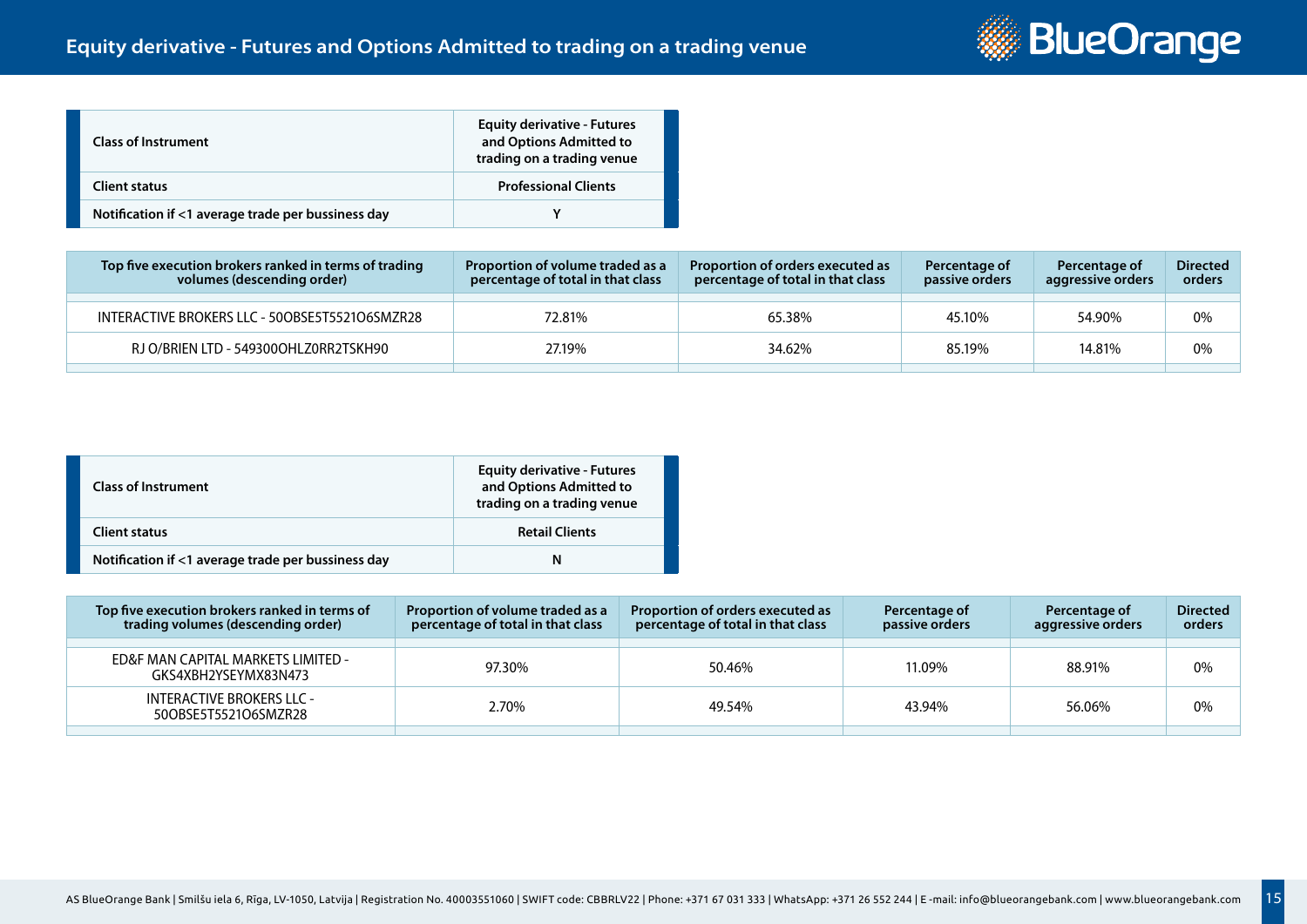## Equity derivative - Futures and Options Admitted to trading on a trading venue

| Class of Instrument | Equity derivative - Futures and Options Admitted to trading on a trading venue |
|---|---|
| Client status | Professional Clients |
| Notification if <1 average trade per bussiness day | Y |

| Top five execution brokers ranked in terms of trading volumes (descending order) | Proportion of volume traded as a percentage of total in that class | Proportion of orders executed as percentage of total in that class | Percentage of passive orders | Percentage of aggressive orders | Directed orders |
|---|---|---|---|---|---|
| INTERACTIVE BROKERS LLC - 50OBSE5T5521O6SMZR28 | 72.81% | 65.38% | 45.10% | 54.90% | 0% |
| RJ O/BRIEN LTD - 549300OHLZ0RR2TSKH90 | 27.19% | 34.62% | 85.19% | 14.81% | 0% |

| Class of Instrument | Equity derivative - Futures and Options Admitted to trading on a trading venue |
|---|---|
| Client status | Retail Clients |
| Notification if <1 average trade per bussiness day | N |

| Top five execution brokers ranked in terms of trading volumes (descending order) | Proportion of volume traded as a percentage of total in that class | Proportion of orders executed as percentage of total in that class | Percentage of passive orders | Percentage of aggressive orders | Directed orders |
|---|---|---|---|---|---|
| ED&F MAN CAPITAL MARKETS LIMITED - GKS4XBH2YSEYMX83N473 | 97.30% | 50.46% | 11.09% | 88.91% | 0% |
| INTERACTIVE BROKERS LLC - 50OBSE5T5521O6SMZR28 | 2.70% | 49.54% | 43.94% | 56.06% | 0% |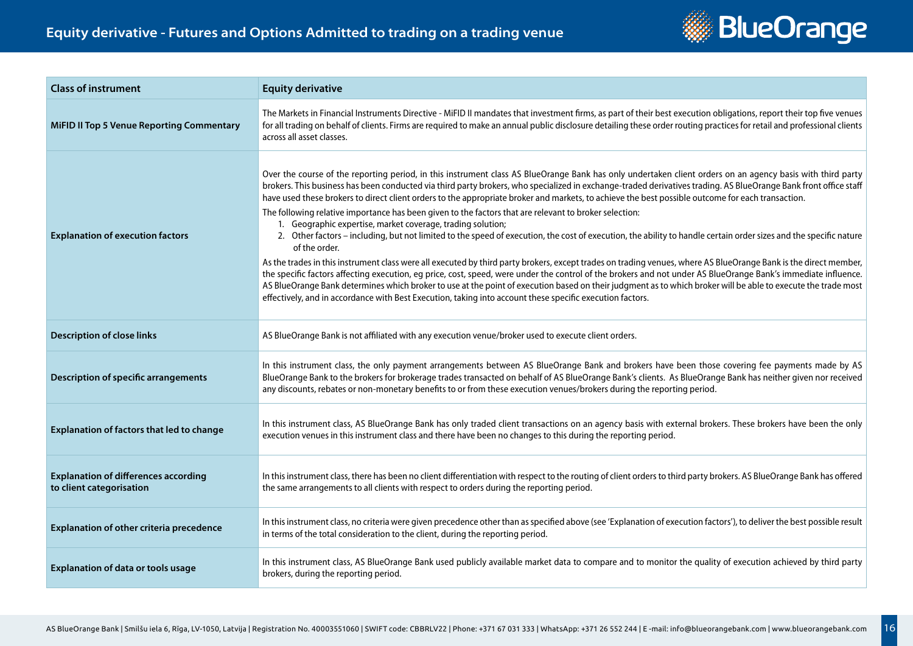## Equity derivative - Futures and Options Admitted to trading on a trading venue

| Class of instrument | Equity derivative |
|---|---|
| **MiFID II Top 5 Venue Reporting Commentary** | The Markets in Financial Instruments Directive - MiFID II mandates that investment firms, as part of their best execution obligations, report their top five venues for all trading on behalf of clients. Firms are required to make an annual public disclosure detailing these order routing practices for retail and professional clients across all asset classes. |
| **Explanation of execution factors** | Over the course of the reporting period, in this instrument class AS BlueOrange Bank has only undertaken client orders on an agency basis with third party brokers. This business has been conducted via third party brokers, who specialized in exchange-traded derivatives trading. AS BlueOrange Bank front office staff have used these brokers to direct client orders to the appropriate broker and markets, to achieve the best possible outcome for each transaction.<br>The following relative importance has been given to the factors that are relevant to broker selection:<br>1. Geographic expertise, market coverage, trading solution;<br>2. Other factors – including, but not limited to the speed of execution, the cost of execution, the ability to handle certain order sizes and the specific nature of the order.<br>As the trades in this instrument class were all executed by third party brokers, except trades on trading venues, where AS BlueOrange Bank is the direct member, the specific factors affecting execution, eg price, cost, speed, were under the control of the brokers and not under AS BlueOrange Bank's immediate influence. AS BlueOrange Bank determines which broker to use at the point of execution based on their judgment as to which broker will be able to execute the trade most effectively, and in accordance with Best Execution, taking into account these specific execution factors. |
| **Description of close links** | AS BlueOrange Bank is not affiliated with any execution venue/broker used to execute client orders. |
| **Description of specific arrangements** | In this instrument class, the only payment arrangements between AS BlueOrange Bank and brokers have been those covering fee payments made by AS BlueOrange Bank to the brokers for brokerage trades transacted on behalf of AS BlueOrange Bank's clients. As BlueOrange Bank has neither given nor received any discounts, rebates or non-monetary benefits to or from these execution venues/brokers during the reporting period. |
| **Explanation of factors that led to change** | In this instrument class, AS BlueOrange Bank has only traded client transactions on an agency basis with external brokers. These brokers have been the only execution venues in this instrument class and there have been no changes to this during the reporting period. |
| **Explanation of differences according to client categorisation** | In this instrument class, there has been no client differentiation with respect to the routing of client orders to third party brokers. AS BlueOrange Bank has offered the same arrangements to all clients with respect to orders during the reporting period. |
| **Explanation of other criteria precedence** | In this instrument class, no criteria were given precedence other than as specified above (see 'Explanation of execution factors'), to deliver the best possible result in terms of the total consideration to the client, during the reporting period. |
| **Explanation of data or tools usage** | In this instrument class, AS BlueOrange Bank used publicly available market data to compare and to monitor the quality of execution achieved by third party brokers, during the reporting period. |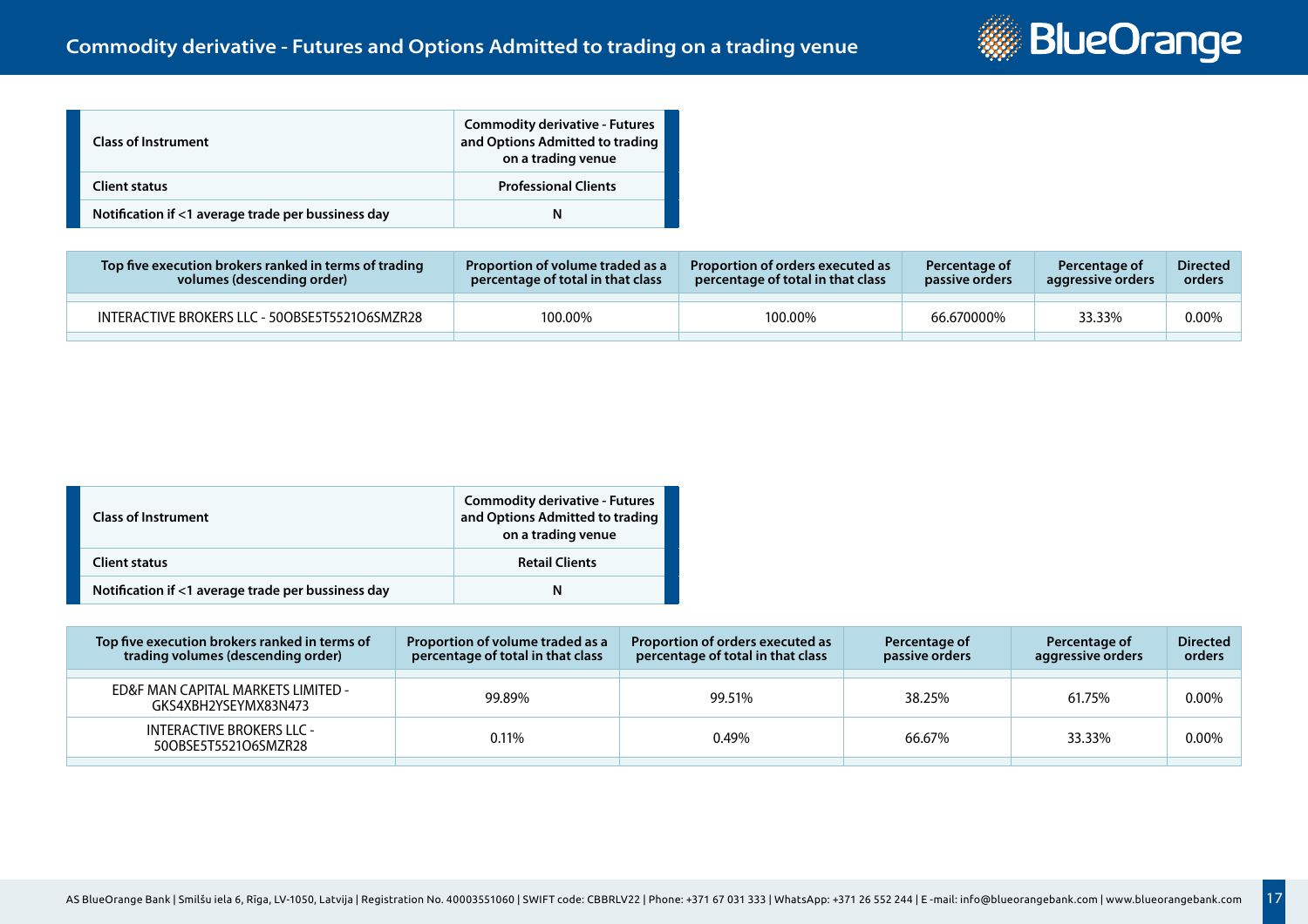# Commodity derivative - Futures and Options Admitted to trading on a trading venue

| Class of Instrument | Commodity derivative - Futures and Options Admitted to trading on a trading venue |
|---|---|
| Client status | Professional Clients |
| Notification if <1 average trade per bussiness day | N |

| Top five execution brokers ranked in terms of trading volumes (descending order) | Proportion of volume traded as a percentage of total in that class | Proportion of orders executed as percentage of total in that class | Percentage of passive orders | Percentage of aggressive orders | Directed orders |
|---|---|---|---|---|---|
| INTERACTIVE BROKERS LLC - 50OBSE5T5521O6SMZR28 | 100.00% | 100.00% | 66.670000% | 33.33% | 0.00% |

| Class of Instrument | Commodity derivative - Futures and Options Admitted to trading on a trading venue |
|---|---|
| Client status | Retail Clients |
| Notification if <1 average trade per bussiness day | N |

| Top five execution brokers ranked in terms of trading volumes (descending order) | Proportion of volume traded as a percentage of total in that class | Proportion of orders executed as percentage of total in that class | Percentage of passive orders | Percentage of aggressive orders | Directed orders |
|---|---|---|---|---|---|
| ED&F MAN CAPITAL MARKETS LIMITED - GKS4XBH2YSEYMX83N473 | 99.89% | 99.51% | 38.25% | 61.75% | 0.00% |
| INTERACTIVE BROKERS LLC - 50OBSE5T5521O6SMZR28 | 0.11% | 0.49% | 66.67% | 33.33% | 0.00% |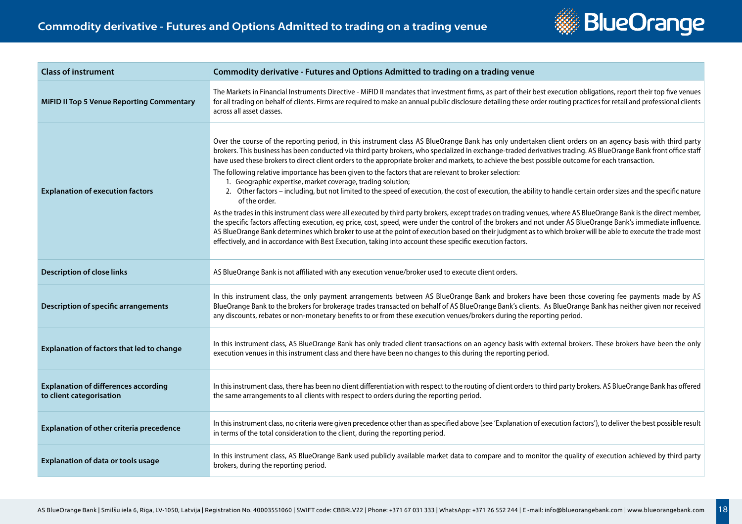## Commodity derivative - Futures and Options Admitted to trading on a trading venue

| Class of instrument | Commodity derivative - Futures and Options Admitted to trading on a trading venue |
|---|---|
| **MiFID II Top 5 Venue Reporting Commentary** | The Markets in Financial Instruments Directive - MiFID II mandates that investment firms, as part of their best execution obligations, report their top five venues for all trading on behalf of clients. Firms are required to make an annual public disclosure detailing these order routing practices for retail and professional clients across all asset classes. |
| **Explanation of execution factors** | Over the course of the reporting period, in this instrument class AS BlueOrange Bank has only undertaken client orders on an agency basis with third party brokers. This business has been conducted via third party brokers, who specialized in exchange-traded derivatives trading. AS BlueOrange Bank front office staff have used these brokers to direct client orders to the appropriate broker and markets, to achieve the best possible outcome for each transaction.<br>The following relative importance has been given to the factors that are relevant to broker selection:<br>1. Geographic expertise, market coverage, trading solution;<br>2. Other factors – including, but not limited to the speed of execution, the cost of execution, the ability to handle certain order sizes and the specific nature of the order.<br>As the trades in this instrument class were all executed by third party brokers, except trades on trading venues, where AS BlueOrange Bank is the direct member, the specific factors affecting execution, eg price, cost, speed, were under the control of the brokers and not under AS BlueOrange Bank's immediate influence. AS BlueOrange Bank determines which broker to use at the point of execution based on their judgment as to which broker will be able to execute the trade most effectively, and in accordance with Best Execution, taking into account these specific execution factors. |
| **Description of close links** | AS BlueOrange Bank is not affiliated with any execution venue/broker used to execute client orders. |
| **Description of specific arrangements** | In this instrument class, the only payment arrangements between AS BlueOrange Bank and brokers have been those covering fee payments made by AS BlueOrange Bank to the brokers for brokerage trades transacted on behalf of AS BlueOrange Bank's clients. As BlueOrange Bank has neither given nor received any discounts, rebates or non-monetary benefits to or from these execution venues/brokers during the reporting period. |
| **Explanation of factors that led to change** | In this instrument class, AS BlueOrange Bank has only traded client transactions on an agency basis with external brokers. These brokers have been the only execution venues in this instrument class and there have been no changes to this during the reporting period. |
| **Explanation of differences according to client categorisation** | In this instrument class, there has been no client differentiation with respect to the routing of client orders to third party brokers. AS BlueOrange Bank has offered the same arrangements to all clients with respect to orders during the reporting period. |
| **Explanation of other criteria precedence** | In this instrument class, no criteria were given precedence other than as specified above (see 'Explanation of execution factors'), to deliver the best possible result in terms of the total consideration to the client, during the reporting period. |
| **Explanation of data or tools usage** | In this instrument class, AS BlueOrange Bank used publicly available market data to compare and to monitor the quality of execution achieved by third party brokers, during the reporting period. |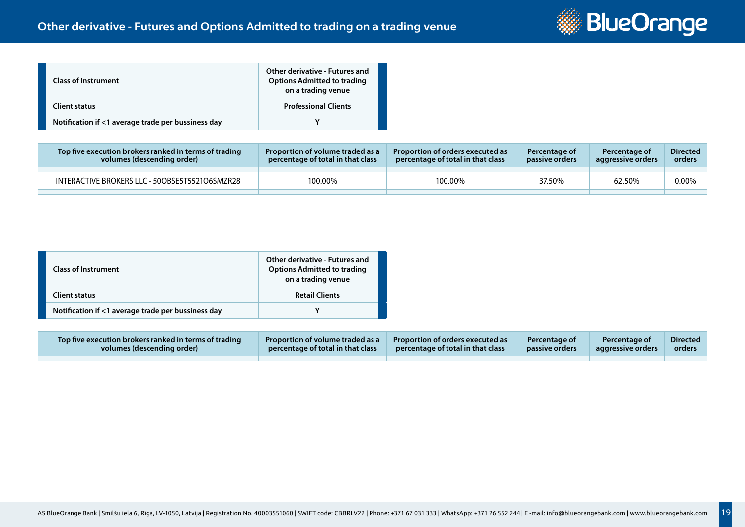## Other derivative - Futures and Options Admitted to trading on a trading venue

| Class of Instrument | Other derivative - Futures and Options Admitted to trading on a trading venue |
|---|---|
| Client status | Professional Clients |
| Notification if <1 average trade per bussiness day | Y |

| Top five execution brokers ranked in terms of trading volumes (descending order) | Proportion of volume traded as a percentage of total in that class | Proportion of orders executed as percentage of total in that class | Percentage of passive orders | Percentage of aggressive orders | Directed orders |
|---|---|---|---|---|---|
| INTERACTIVE BROKERS LLC - 50OBSE5T5521O6SMZR28 | 100.00% | 100.00% | 37.50% | 62.50% | 0.00% |

| Class of Instrument | Other derivative - Futures and Options Admitted to trading on a trading venue |
|---|---|
| Client status | Retail Clients |
| Notification if <1 average trade per bussiness day | Y |

| Top five execution brokers ranked in terms of trading volumes (descending order) | Proportion of volume traded as a percentage of total in that class | Proportion of orders executed as percentage of total in that class | Percentage of passive orders | Percentage of aggressive orders | Directed orders |
|---|---|---|---|---|---|
| | | | | | |

AS BlueOrange Bank | Smilšu iela 6, Rīga, LV-1050, Latvija | Registration No. 40003551060 | SWIFT code: CBBRLV22 | Phone: +371 67 031 333 | WhatsApp: +371 26 552 244 | E-mail: info@blueorangebank.com | www.blueorangebank.com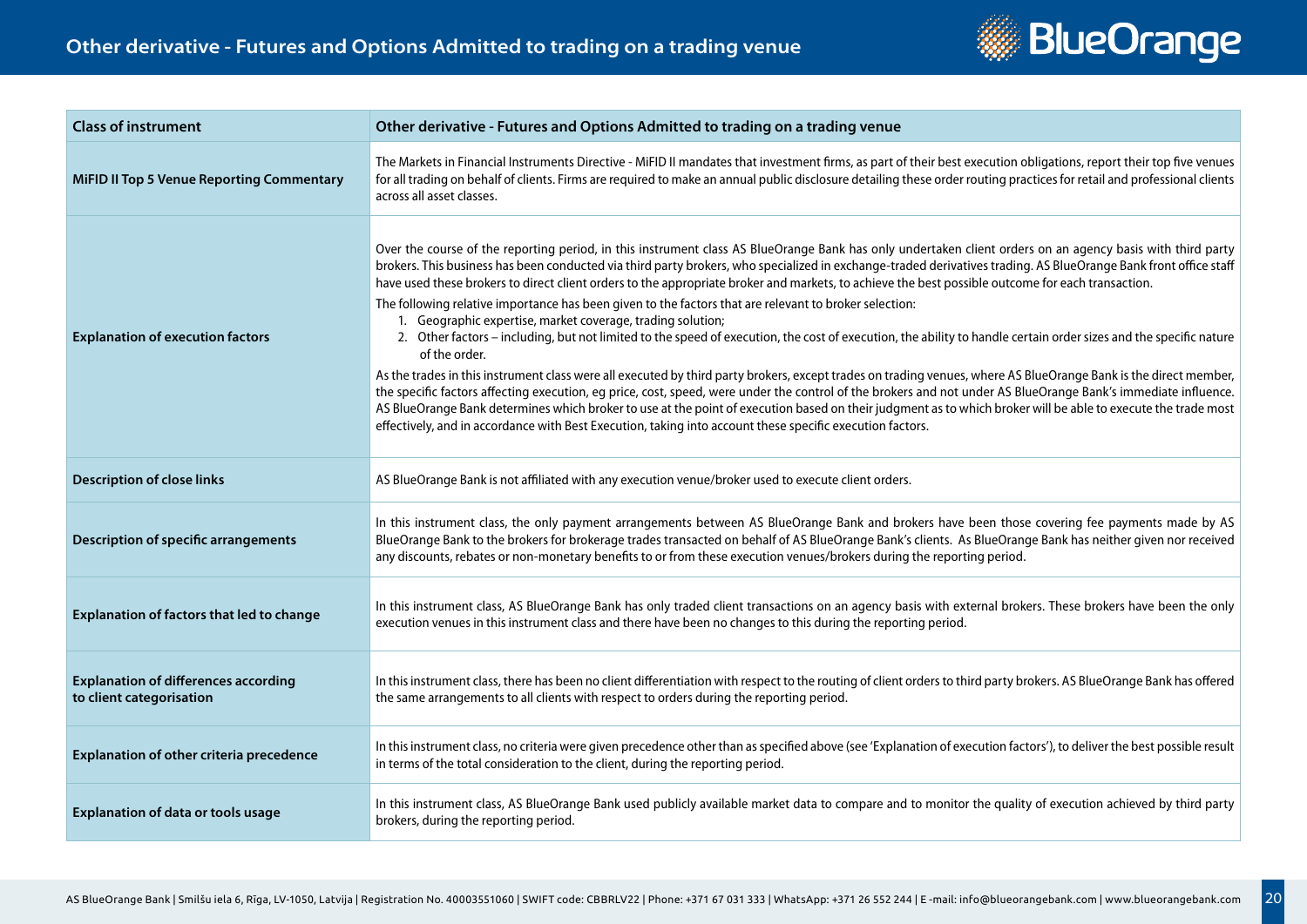## Other derivative - Futures and Options Admitted to trading on a trading venue

| Class of instrument | Other derivative - Futures and Options Admitted to trading on a trading venue |
|---|---|
| **MiFID II Top 5 Venue Reporting Commentary** | The Markets in Financial Instruments Directive - MiFID II mandates that investment firms, as part of their best execution obligations, report their top five venues for all trading on behalf of clients. Firms are required to make an annual public disclosure detailing these order routing practices for retail and professional clients across all asset classes. |
| **Explanation of execution factors** | Over the course of the reporting period, in this instrument class AS BlueOrange Bank has only undertaken client orders on an agency basis with third party brokers. This business has been conducted via third party brokers, who specialized in exchange-traded derivatives trading. AS BlueOrange Bank front office staff have used these brokers to direct client orders to the appropriate broker and markets, to achieve the best possible outcome for each transaction.<br><br>The following relative importance has been given to the factors that are relevant to broker selection:<br>1. Geographic expertise, market coverage, trading solution;<br>2. Other factors – including, but not limited to the speed of execution, the cost of execution, the ability to handle certain order sizes and the specific nature of the order.<br><br>As the trades in this instrument class were all executed by third party brokers, except trades on trading venues, where AS BlueOrange Bank is the direct member, the specific factors affecting execution, eg price, cost, speed, were under the control of the brokers and not under AS BlueOrange Bank's immediate influence. AS BlueOrange Bank determines which broker to use at the point of execution based on their judgment as to which broker will be able to execute the trade most effectively, and in accordance with Best Execution, taking into account these specific execution factors. |
| **Description of close links** | AS BlueOrange Bank is not affiliated with any execution venue/broker used to execute client orders. |
| **Description of specific arrangements** | In this instrument class, the only payment arrangements between AS BlueOrange Bank and brokers have been those covering fee payments made by AS BlueOrange Bank to the brokers for brokerage trades transacted on behalf of AS BlueOrange Bank's clients. As BlueOrange Bank has neither given nor received any discounts, rebates or non-monetary benefits to or from these execution venues/brokers during the reporting period. |
| **Explanation of factors that led to change** | In this instrument class, AS BlueOrange Bank has only traded client transactions on an agency basis with external brokers. These brokers have been the only execution venues in this instrument class and there have been no changes to this during the reporting period. |
| **Explanation of differences according to client categorisation** | In this instrument class, there has been no client differentiation with respect to the routing of client orders to third party brokers. AS BlueOrange Bank has offered the same arrangements to all clients with respect to orders during the reporting period. |
| **Explanation of other criteria precedence** | In this instrument class, no criteria were given precedence other than as specified above (see 'Explanation of execution factors'), to deliver the best possible result in terms of the total consideration to the client, during the reporting period. |
| **Explanation of data or tools usage** | In this instrument class, AS BlueOrange Bank used publicly available market data to compare and to monitor the quality of execution achieved by third party brokers, during the reporting period. |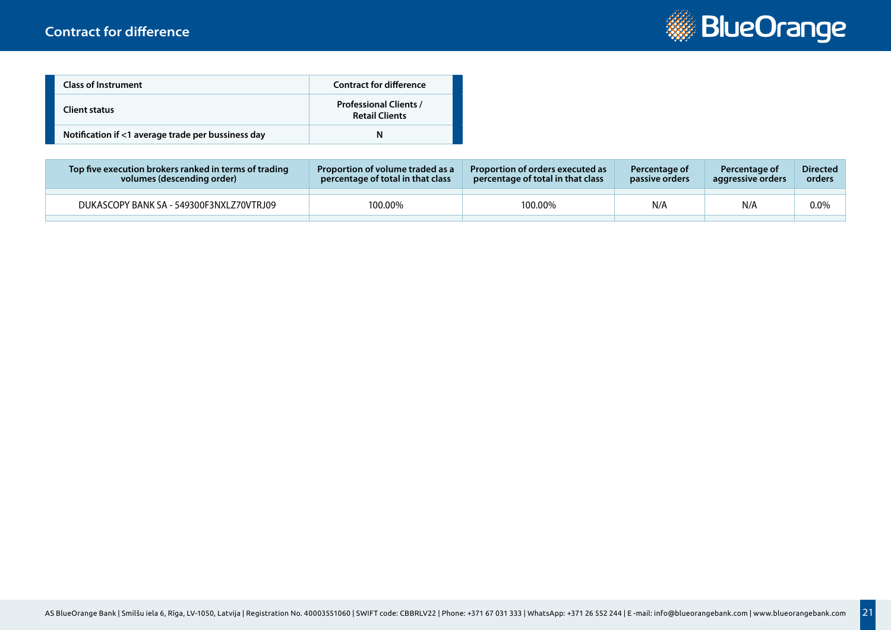# Contract for difference

| Class of Instrument | Contract for difference |
| --- | --- |
| Client status | Professional Clients / Retail Clients |
| Notification if <1 average trade per bussiness day | N |

| Top five execution brokers ranked in terms of trading volumes (descending order) | Proportion of volume traded as a percentage of total in that class | Proportion of orders executed as percentage of total in that class | Percentage of passive orders | Percentage of aggressive orders | Directed orders |
| --- | --- | --- | --- | --- | --- |
| DUKASCOPY BANK SA - 549300F3NXLZ70VTRJ09 | 100.00% | 100.00% | N/A | N/A | 0.0% |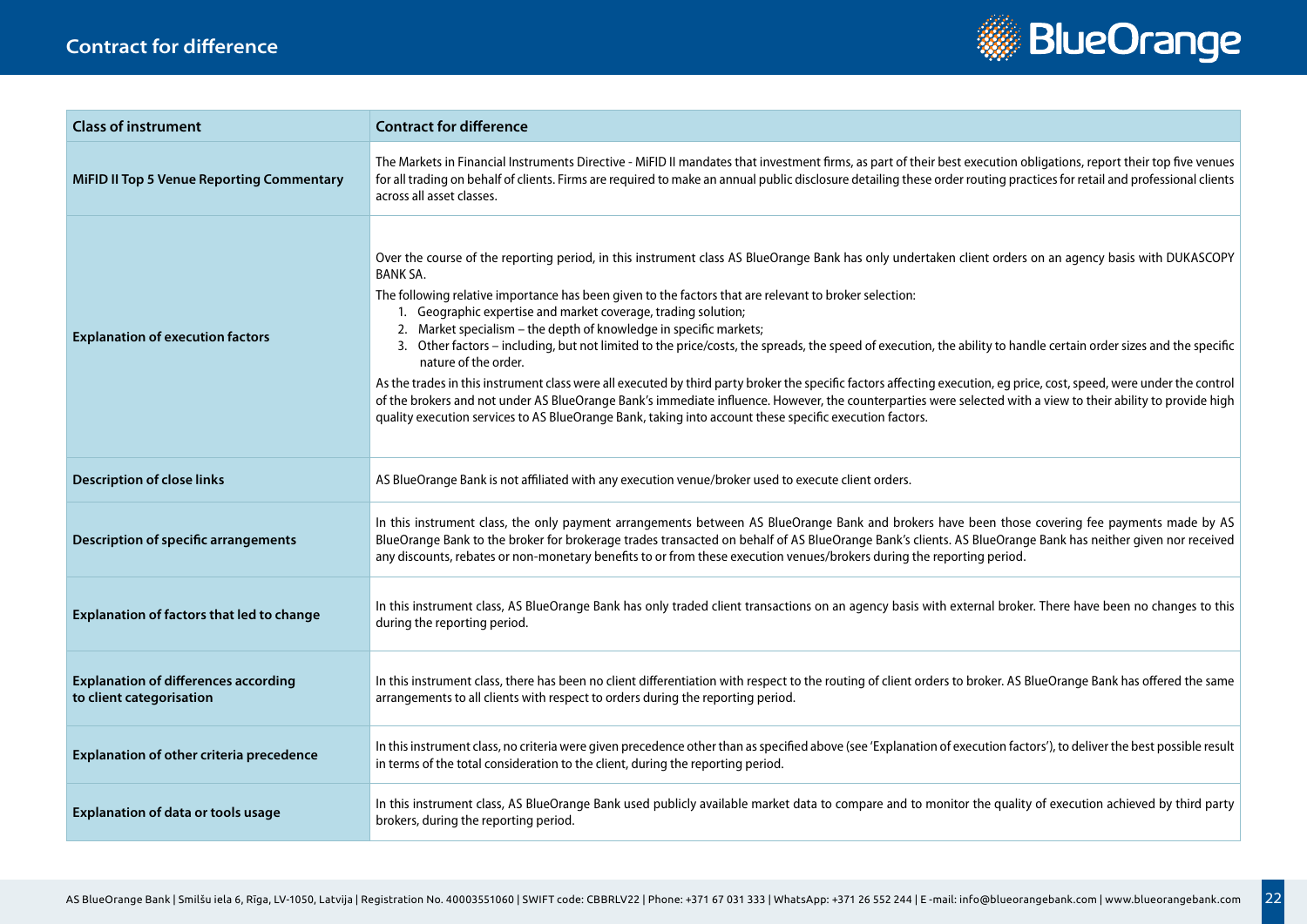## Contract for difference

| Class of instrument | Contract for difference |
|---|---|
| **MiFID II Top 5 Venue Reporting Commentary** | The Markets in Financial Instruments Directive - MiFID II mandates that investment firms, as part of their best execution obligations, report their top five venues for all trading on behalf of clients. Firms are required to make an annual public disclosure detailing these order routing practices for retail and professional clients across all asset classes. |
| **Explanation of execution factors** | Over the course of the reporting period, in this instrument class AS BlueOrange Bank has only undertaken client orders on an agency basis with DUKASCOPY BANK SA.<br>The following relative importance has been given to the factors that are relevant to broker selection:<br>1. Geographic expertise and market coverage, trading solution;<br>2. Market specialism – the depth of knowledge in specific markets;<br>3. Other factors – including, but not limited to the price/costs, the spreads, the speed of execution, the ability to handle certain order sizes and the specific nature of the order.<br>As the trades in this instrument class were all executed by third party broker the specific factors affecting execution, eg price, cost, speed, were under the control of the brokers and not under AS BlueOrange Bank's immediate influence. However, the counterparties were selected with a view to their ability to provide high quality execution services to AS BlueOrange Bank, taking into account these specific execution factors. |
| **Description of close links** | AS BlueOrange Bank is not affiliated with any execution venue/broker used to execute client orders. |
| **Description of specific arrangements** | In this instrument class, the only payment arrangements between AS BlueOrange Bank and brokers have been those covering fee payments made by AS BlueOrange Bank to the broker for brokerage trades transacted on behalf of AS BlueOrange Bank's clients. AS BlueOrange Bank has neither given nor received any discounts, rebates or non-monetary benefits to or from these execution venues/brokers during the reporting period. |
| **Explanation of factors that led to change** | In this instrument class, AS BlueOrange Bank has only traded client transactions on an agency basis with external broker. There have been no changes to this during the reporting period. |
| **Explanation of differences according to client categorisation** | In this instrument class, there has been no client differentiation with respect to the routing of client orders to broker. AS BlueOrange Bank has offered the same arrangements to all clients with respect to orders during the reporting period. |
| **Explanation of other criteria precedence** | In this instrument class, no criteria were given precedence other than as specified above (see 'Explanation of execution factors'), to deliver the best possible result in terms of the total consideration to the client, during the reporting period. |
| **Explanation of data or tools usage** | In this instrument class, AS BlueOrange Bank used publicly available market data to compare and to monitor the quality of execution achieved by third party brokers, during the reporting period. |